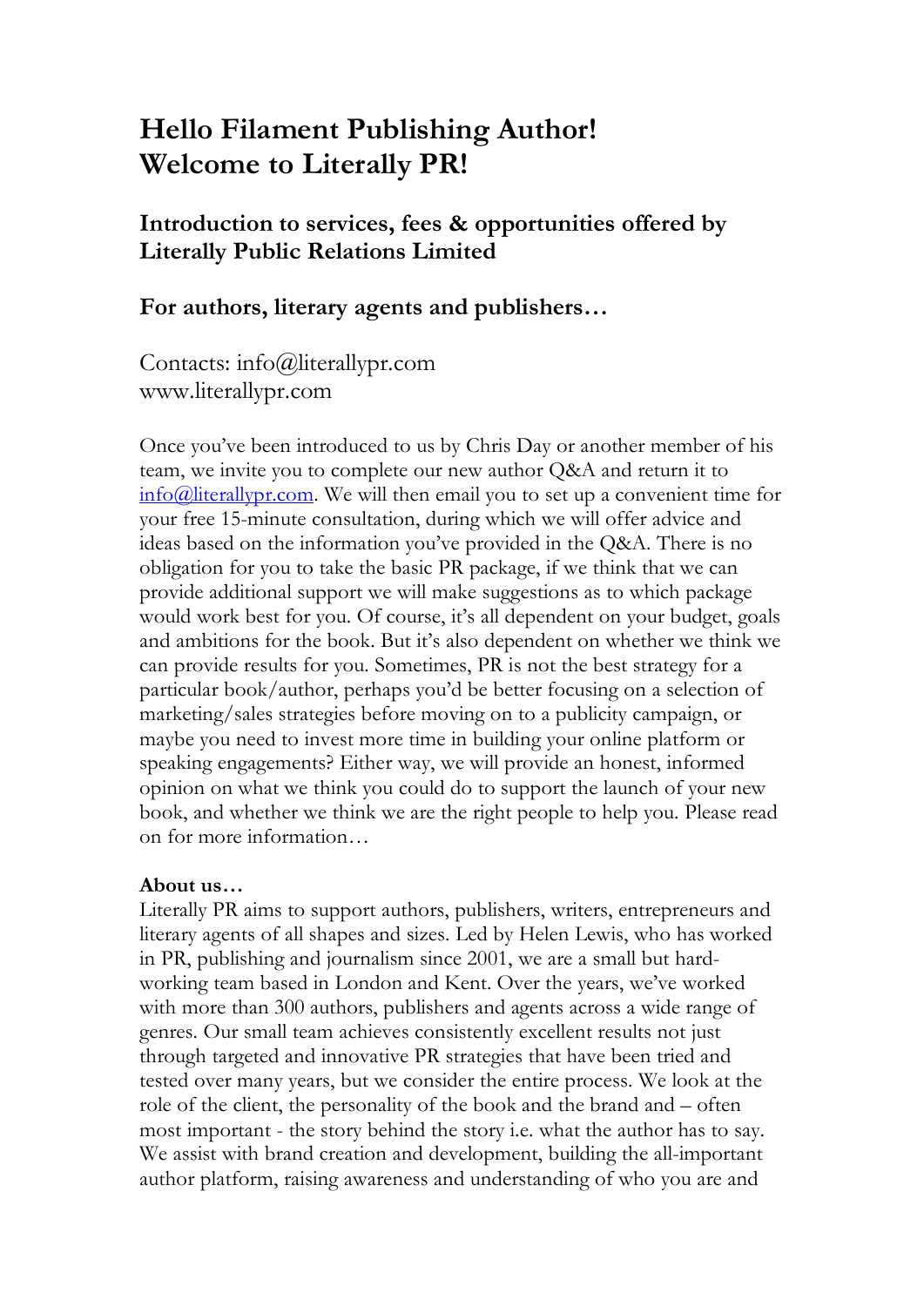# Hello Filament Publishing Author!
# Welcome to Literally PR!

## Introduction to services, fees & opportunities offered by Literally Public Relations Limited

## For authors, literary agents and publishers…

Contacts: info@literallypr.com
www.literallypr.com

Once you've been introduced to us by Chris Day or another member of his team, we invite you to complete our new author Q&A and return it to info@literallypr.com. We will then email you to set up a convenient time for your free 15-minute consultation, during which we will offer advice and ideas based on the information you've provided in the Q&A. There is no obligation for you to take the basic PR package, if we think that we can provide additional support we will make suggestions as to which package would work best for you. Of course, it's all dependent on your budget, goals and ambitions for the book. But it's also dependent on whether we think we can provide results for you. Sometimes, PR is not the best strategy for a particular book/author, perhaps you'd be better focusing on a selection of marketing/sales strategies before moving on to a publicity campaign, or maybe you need to invest more time in building your online platform or speaking engagements? Either way, we will provide an honest, informed opinion on what we think you could do to support the launch of your new book, and whether we think we are the right people to help you. Please read on for more information…

**About us…**
Literally PR aims to support authors, publishers, writers, entrepreneurs and literary agents of all shapes and sizes. Led by Helen Lewis, who has worked in PR, publishing and journalism since 2001, we are a small but hard-working team based in London and Kent. Over the years, we've worked with more than 300 authors, publishers and agents across a wide range of genres. Our small team achieves consistently excellent results not just through targeted and innovative PR strategies that have been tried and tested over many years, but we consider the entire process. We look at the role of the client, the personality of the book and the brand and – often most important - the story behind the story i.e. what the author has to say. We assist with brand creation and development, building the all-important author platform, raising awareness and understanding of who you are and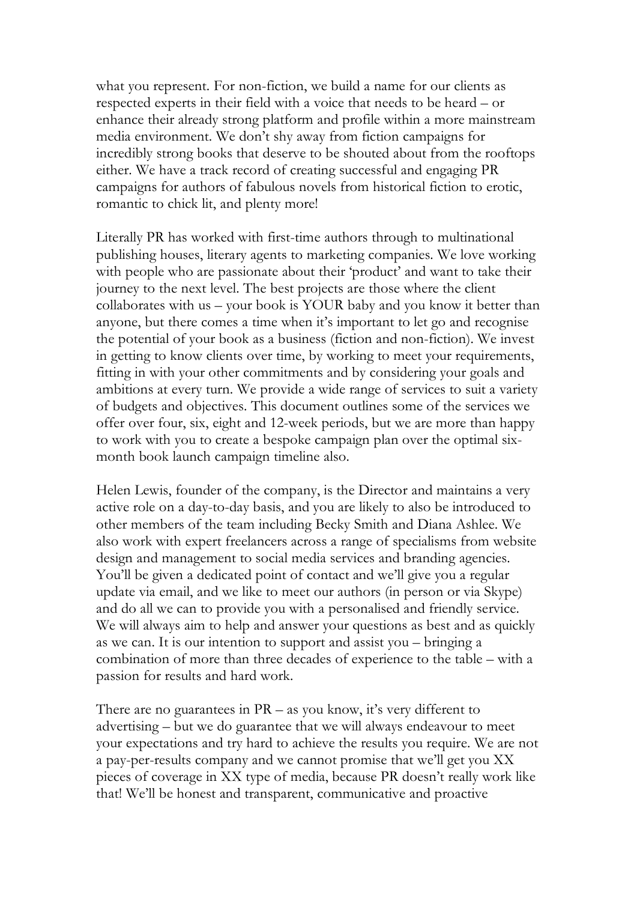what you represent. For non-fiction, we build a name for our clients as respected experts in their field with a voice that needs to be heard – or enhance their already strong platform and profile within a more mainstream media environment. We don't shy away from fiction campaigns for incredibly strong books that deserve to be shouted about from the rooftops either. We have a track record of creating successful and engaging PR campaigns for authors of fabulous novels from historical fiction to erotic, romantic to chick lit, and plenty more!

Literally PR has worked with first-time authors through to multinational publishing houses, literary agents to marketing companies. We love working with people who are passionate about their 'product' and want to take their journey to the next level. The best projects are those where the client collaborates with us – your book is YOUR baby and you know it better than anyone, but there comes a time when it's important to let go and recognise the potential of your book as a business (fiction and non-fiction). We invest in getting to know clients over time, by working to meet your requirements, fitting in with your other commitments and by considering your goals and ambitions at every turn. We provide a wide range of services to suit a variety of budgets and objectives. This document outlines some of the services we offer over four, six, eight and 12-week periods, but we are more than happy to work with you to create a bespoke campaign plan over the optimal six-month book launch campaign timeline also.

Helen Lewis, founder of the company, is the Director and maintains a very active role on a day-to-day basis, and you are likely to also be introduced to other members of the team including Becky Smith and Diana Ashlee. We also work with expert freelancers across a range of specialisms from website design and management to social media services and branding agencies. You'll be given a dedicated point of contact and we'll give you a regular update via email, and we like to meet our authors (in person or via Skype) and do all we can to provide you with a personalised and friendly service. We will always aim to help and answer your questions as best and as quickly as we can. It is our intention to support and assist you – bringing a combination of more than three decades of experience to the table – with a passion for results and hard work.

There are no guarantees in PR – as you know, it's very different to advertising – but we do guarantee that we will always endeavour to meet your expectations and try hard to achieve the results you require. We are not a pay-per-results company and we cannot promise that we'll get you XX pieces of coverage in XX type of media, because PR doesn't really work like that! We'll be honest and transparent, communicative and proactive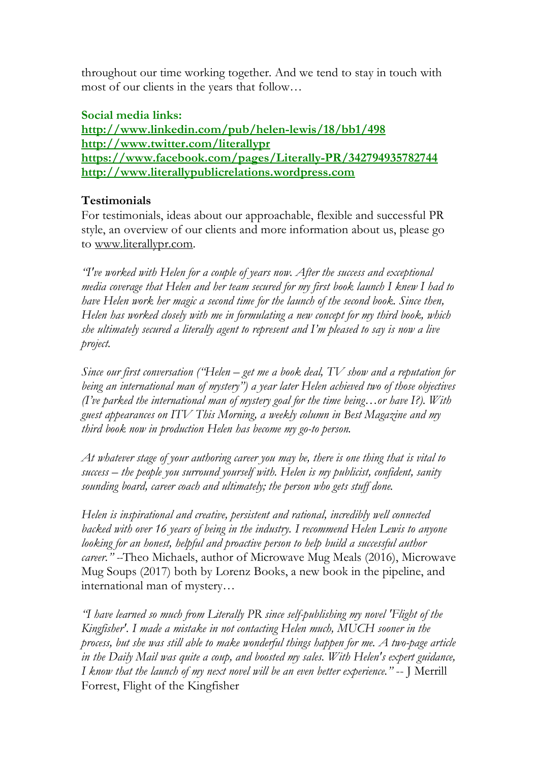throughout our time working together. And we tend to stay in touch with most of our clients in the years that follow…

**Social media links:**
**http://www.linkedin.com/pub/helen-lewis/18/bb1/498**
**http://www.twitter.com/literallypr**
**https://www.facebook.com/pages/Literally-PR/342794935782744**
**http://www.literallypublicrelations.wordpress.com**

**Testimonials**
For testimonials, ideas about our approachable, flexible and successful PR style, an overview of our clients and more information about us, please go to www.literallypr.com.

*"I've worked with Helen for a couple of years now. After the success and exceptional media coverage that Helen and her team secured for my first book launch I knew I had to have Helen work her magic a second time for the launch of the second book. Since then, Helen has worked closely with me in formulating a new concept for my third book, which she ultimately secured a literally agent to represent and I'm pleased to say is now a live project.*

*Since our first conversation ("Helen – get me a book deal, TV show and a reputation for being an international man of mystery") a year later Helen achieved two of those objectives (I've parked the international man of mystery goal for the time being…or have I?). With guest appearances on ITV This Morning, a weekly column in Best Magazine and my third book now in production Helen has become my go-to person.*

*At whatever stage of your authoring career you may be, there is one thing that is vital to success – the people you surround yourself with. Helen is my publicist, confident, sanity sounding board, career coach and ultimately; the person who gets stuff done.*

*Helen is inspirational and creative, persistent and rational, incredibly well connected backed with over 16 years of being in the industry. I recommend Helen Lewis to anyone looking for an honest, helpful and proactive person to help build a successful author career."* --Theo Michaels, author of Microwave Mug Meals (2016), Microwave Mug Soups (2017) both by Lorenz Books, a new book in the pipeline, and international man of mystery…

*"I have learned so much from Literally PR since self-publishing my novel 'Flight of the Kingfisher'. I made a mistake in not contacting Helen much, MUCH sooner in the process, but she was still able to make wonderful things happen for me. A two-page article in the Daily Mail was quite a coup, and boosted my sales. With Helen's expert guidance, I know that the launch of my next novel will be an even better experience."* -- J Merrill Forrest, Flight of the Kingfisher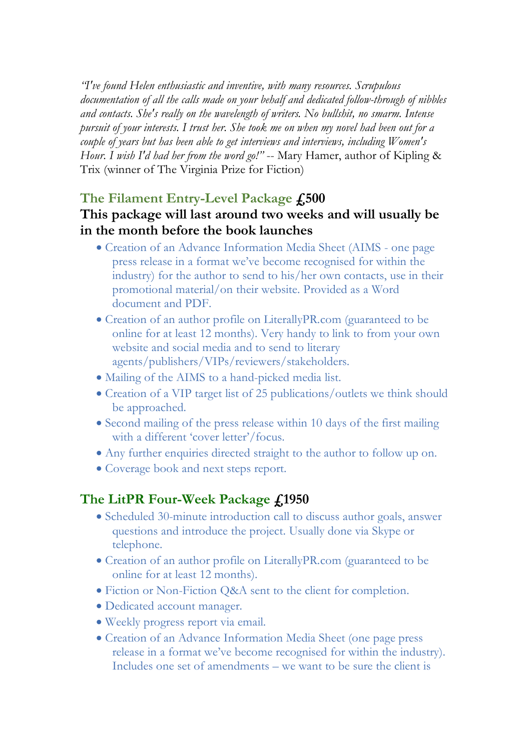*"I've found Helen enthusiastic and inventive, with many resources. Scrupulous documentation of all the calls made on your behalf and dedicated follow-through of nibbles and contacts. She's really on the wavelength of writers. No bullshit, no smarm. Intense pursuit of your interests. I trust her. She took me on when my novel had been out for a couple of years but has been able to get interviews and interviews, including Women's Hour. I wish I'd had her from the word go!"* -- Mary Hamer, author of Kipling & Trix (winner of The Virginia Prize for Fiction)

## The Filament Entry-Level Package £500

**This package will last around two weeks and will usually be in the month before the book launches**

- Creation of an Advance Information Media Sheet (AIMS - one page press release in a format we've become recognised for within the industry) for the author to send to his/her own contacts, use in their promotional material/on their website. Provided as a Word document and PDF.
- Creation of an author profile on LiterallyPR.com (guaranteed to be online for at least 12 months). Very handy to link to from your own website and social media and to send to literary agents/publishers/VIPs/reviewers/stakeholders.
- Mailing of the AIMS to a hand-picked media list.
- Creation of a VIP target list of 25 publications/outlets we think should be approached.
- Second mailing of the press release within 10 days of the first mailing with a different 'cover letter'/focus.
- Any further enquiries directed straight to the author to follow up on.
- Coverage book and next steps report.

## The LitPR Four-Week Package £1950

- Scheduled 30-minute introduction call to discuss author goals, answer questions and introduce the project. Usually done via Skype or telephone.
- Creation of an author profile on LiterallyPR.com (guaranteed to be online for at least 12 months).
- Fiction or Non-Fiction Q&A sent to the client for completion.
- Dedicated account manager.
- Weekly progress report via email.
- Creation of an Advance Information Media Sheet (one page press release in a format we've become recognised for within the industry). Includes one set of amendments – we want to be sure the client is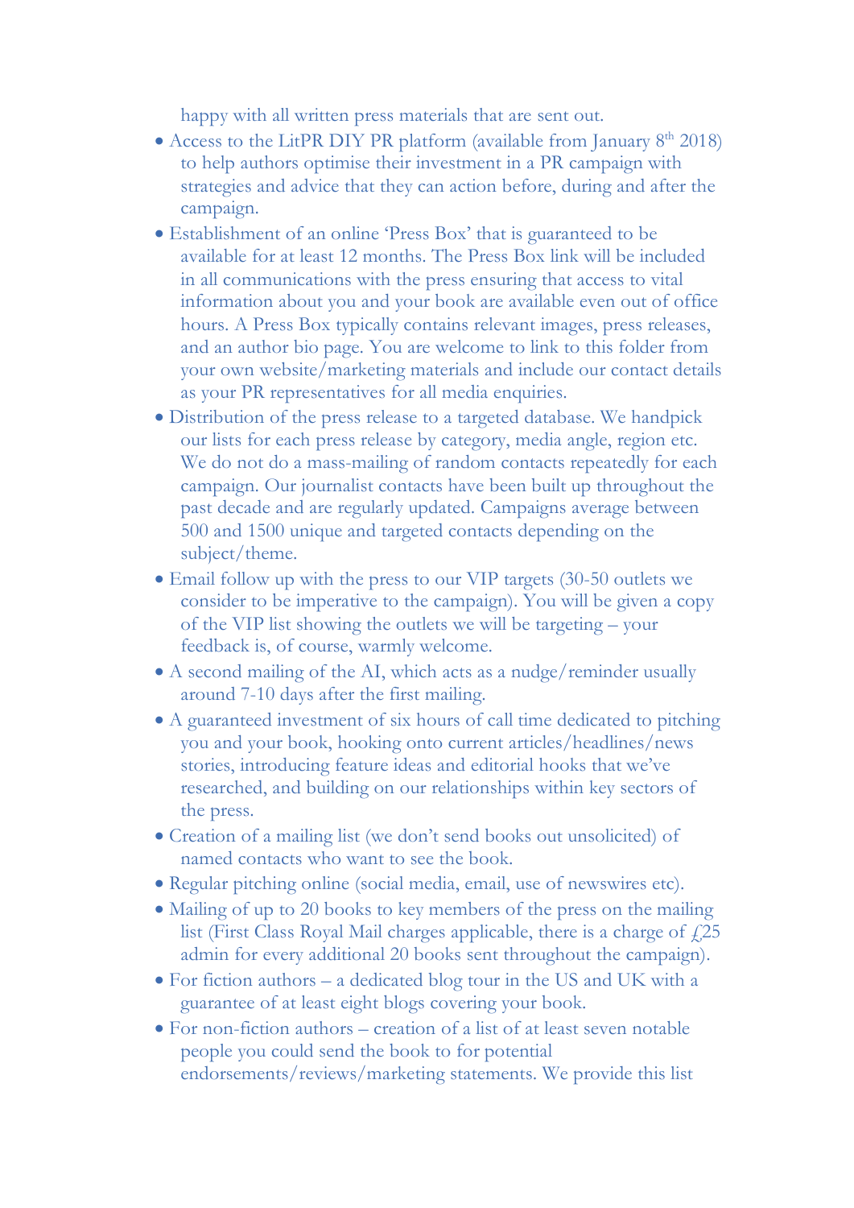happy with all written press materials that are sent out.

- Access to the LitPR DIY PR platform (available from January 8th 2018) to help authors optimise their investment in a PR campaign with strategies and advice that they can action before, during and after the campaign.
- Establishment of an online 'Press Box' that is guaranteed to be available for at least 12 months. The Press Box link will be included in all communications with the press ensuring that access to vital information about you and your book are available even out of office hours. A Press Box typically contains relevant images, press releases, and an author bio page. You are welcome to link to this folder from your own website/marketing materials and include our contact details as your PR representatives for all media enquiries.
- Distribution of the press release to a targeted database. We handpick our lists for each press release by category, media angle, region etc. We do not do a mass-mailing of random contacts repeatedly for each campaign. Our journalist contacts have been built up throughout the past decade and are regularly updated. Campaigns average between 500 and 1500 unique and targeted contacts depending on the subject/theme.
- Email follow up with the press to our VIP targets (30-50 outlets we consider to be imperative to the campaign). You will be given a copy of the VIP list showing the outlets we will be targeting – your feedback is, of course, warmly welcome.
- A second mailing of the AI, which acts as a nudge/reminder usually around 7-10 days after the first mailing.
- A guaranteed investment of six hours of call time dedicated to pitching you and your book, hooking onto current articles/headlines/news stories, introducing feature ideas and editorial hooks that we've researched, and building on our relationships within key sectors of the press.
- Creation of a mailing list (we don't send books out unsolicited) of named contacts who want to see the book.
- Regular pitching online (social media, email, use of newswires etc).
- Mailing of up to 20 books to key members of the press on the mailing list (First Class Royal Mail charges applicable, there is a charge of £25 admin for every additional 20 books sent throughout the campaign).
- For fiction authors – a dedicated blog tour in the US and UK with a guarantee of at least eight blogs covering your book.
- For non-fiction authors – creation of a list of at least seven notable people you could send the book to for potential endorsements/reviews/marketing statements. We provide this list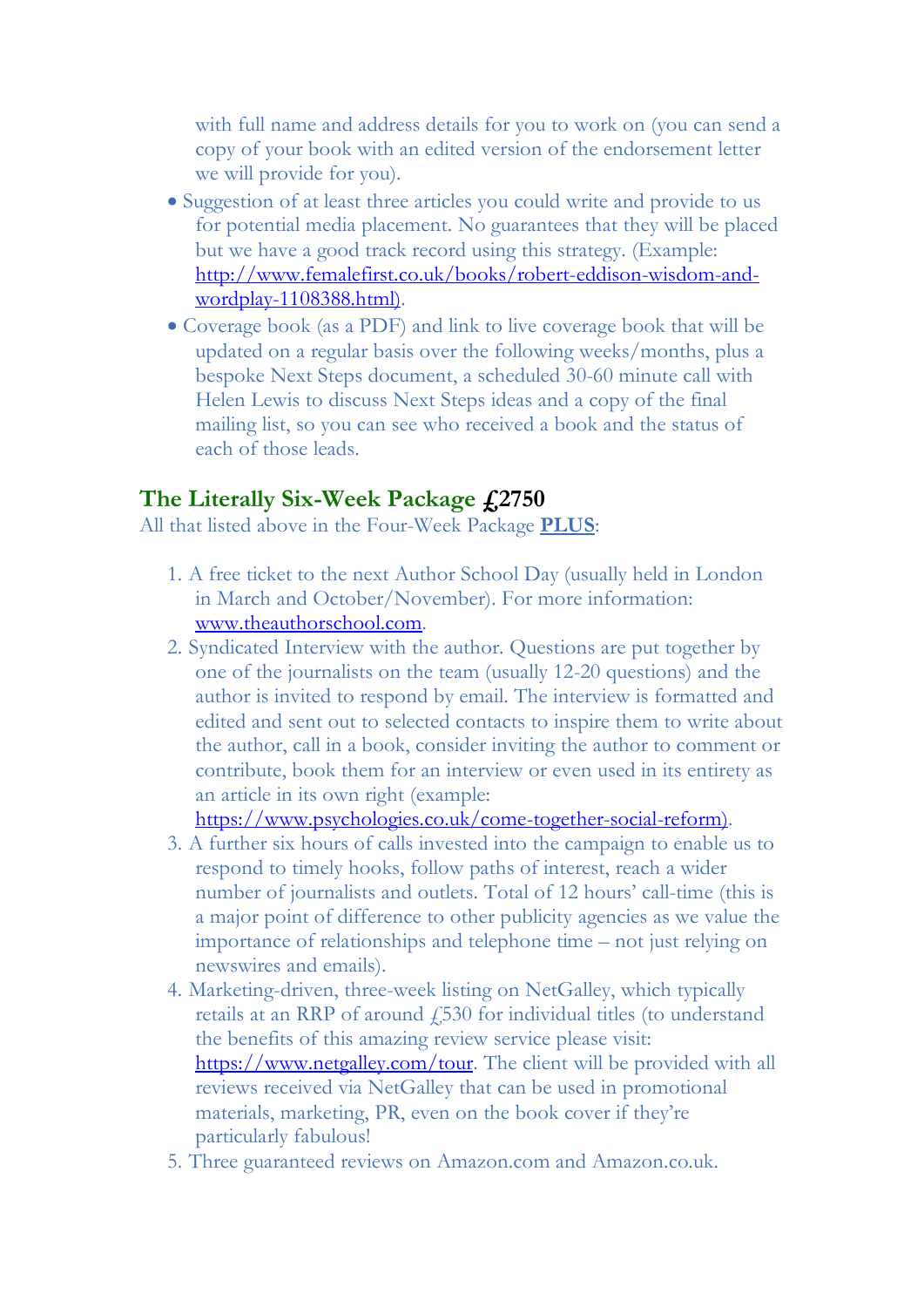with full name and address details for you to work on (you can send a copy of your book with an edited version of the endorsement letter we will provide for you).

- Suggestion of at least three articles you could write and provide to us for potential media placement. No guarantees that they will be placed but we have a good track record using this strategy. (Example: http://www.femalefirst.co.uk/books/robert-eddison-wisdom-and-wordplay-1108388.html).
- Coverage book (as a PDF) and link to live coverage book that will be updated on a regular basis over the following weeks/months, plus a bespoke Next Steps document, a scheduled 30-60 minute call with Helen Lewis to discuss Next Steps ideas and a copy of the final mailing list, so you can see who received a book and the status of each of those leads.

## The Literally Six-Week Package £2750

All that listed above in the Four-Week Package **PLUS**:

1. A free ticket to the next Author School Day (usually held in London in March and October/November). For more information: www.theauthorschool.com.
2. Syndicated Interview with the author. Questions are put together by one of the journalists on the team (usually 12-20 questions) and the author is invited to respond by email. The interview is formatted and edited and sent out to selected contacts to inspire them to write about the author, call in a book, consider inviting the author to comment or contribute, book them for an interview or even used in its entirety as an article in its own right (example: https://www.psychologies.co.uk/come-together-social-reform).
3. A further six hours of calls invested into the campaign to enable us to respond to timely hooks, follow paths of interest, reach a wider number of journalists and outlets. Total of 12 hours' call-time (this is a major point of difference to other publicity agencies as we value the importance of relationships and telephone time – not just relying on newswires and emails).
4. Marketing-driven, three-week listing on NetGalley, which typically retails at an RRP of around £530 for individual titles (to understand the benefits of this amazing review service please visit: https://www.netgalley.com/tour. The client will be provided with all reviews received via NetGalley that can be used in promotional materials, marketing, PR, even on the book cover if they're particularly fabulous!
5. Three guaranteed reviews on Amazon.com and Amazon.co.uk.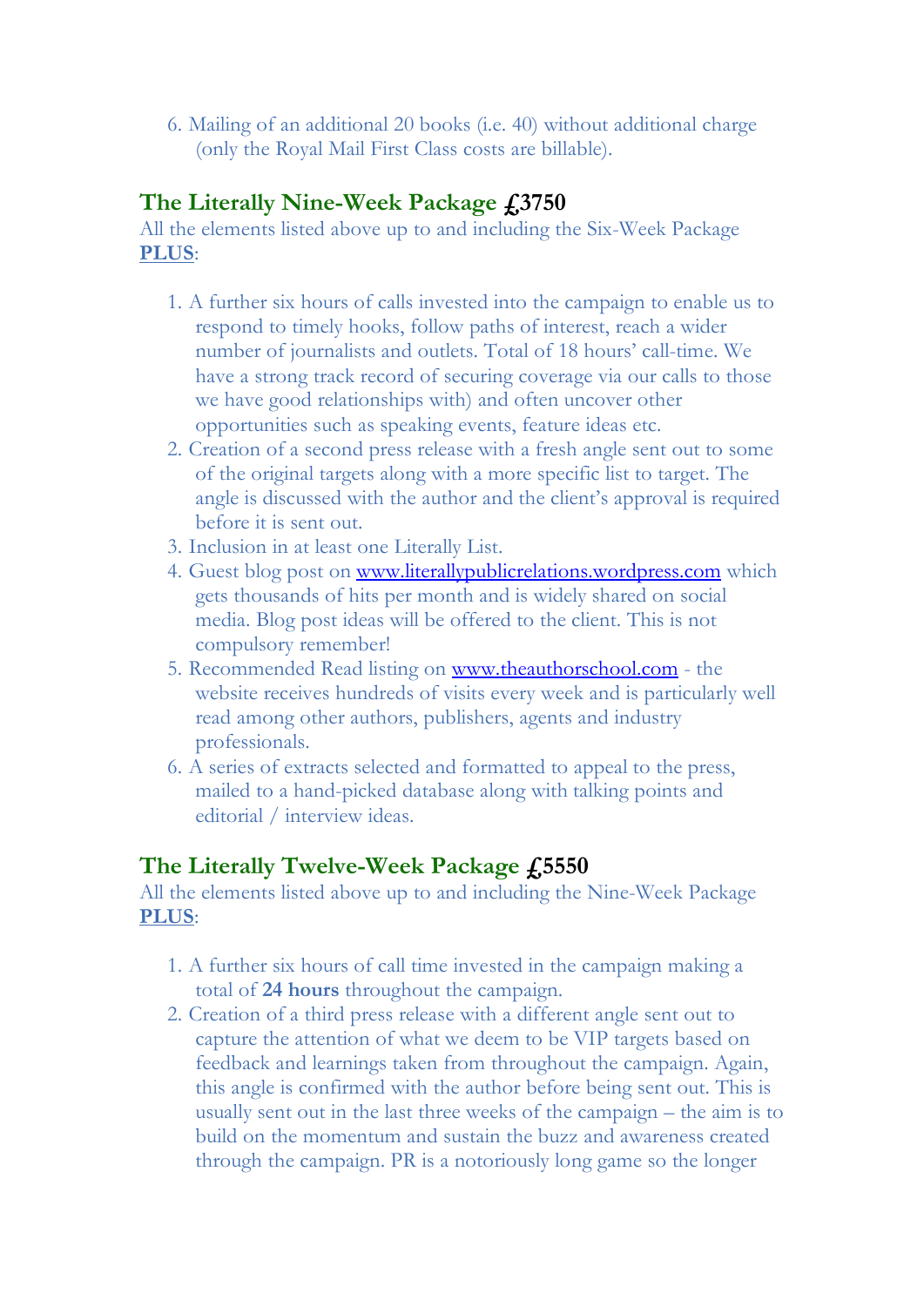6. Mailing of an additional 20 books (i.e. 40) without additional charge (only the Royal Mail First Class costs are billable).

## The Literally Nine-Week Package £3750

All the elements listed above up to and including the Six-Week Package **PLUS**:

1. A further six hours of calls invested into the campaign to enable us to respond to timely hooks, follow paths of interest, reach a wider number of journalists and outlets. Total of 18 hours' call-time. We have a strong track record of securing coverage via our calls to those we have good relationships with) and often uncover other opportunities such as speaking events, feature ideas etc.
2. Creation of a second press release with a fresh angle sent out to some of the original targets along with a more specific list to target. The angle is discussed with the author and the client's approval is required before it is sent out.
3. Inclusion in at least one Literally List.
4. Guest blog post on www.literallypublicrelations.wordpress.com which gets thousands of hits per month and is widely shared on social media. Blog post ideas will be offered to the client. This is not compulsory remember!
5. Recommended Read listing on www.theauthorschool.com - the website receives hundreds of visits every week and is particularly well read among other authors, publishers, agents and industry professionals.
6. A series of extracts selected and formatted to appeal to the press, mailed to a hand-picked database along with talking points and editorial / interview ideas.

## The Literally Twelve-Week Package £5550

All the elements listed above up to and including the Nine-Week Package **PLUS**:

1. A further six hours of call time invested in the campaign making a total of **24 hours** throughout the campaign.
2. Creation of a third press release with a different angle sent out to capture the attention of what we deem to be VIP targets based on feedback and learnings taken from throughout the campaign. Again, this angle is confirmed with the author before being sent out. This is usually sent out in the last three weeks of the campaign – the aim is to build on the momentum and sustain the buzz and awareness created through the campaign. PR is a notoriously long game so the longer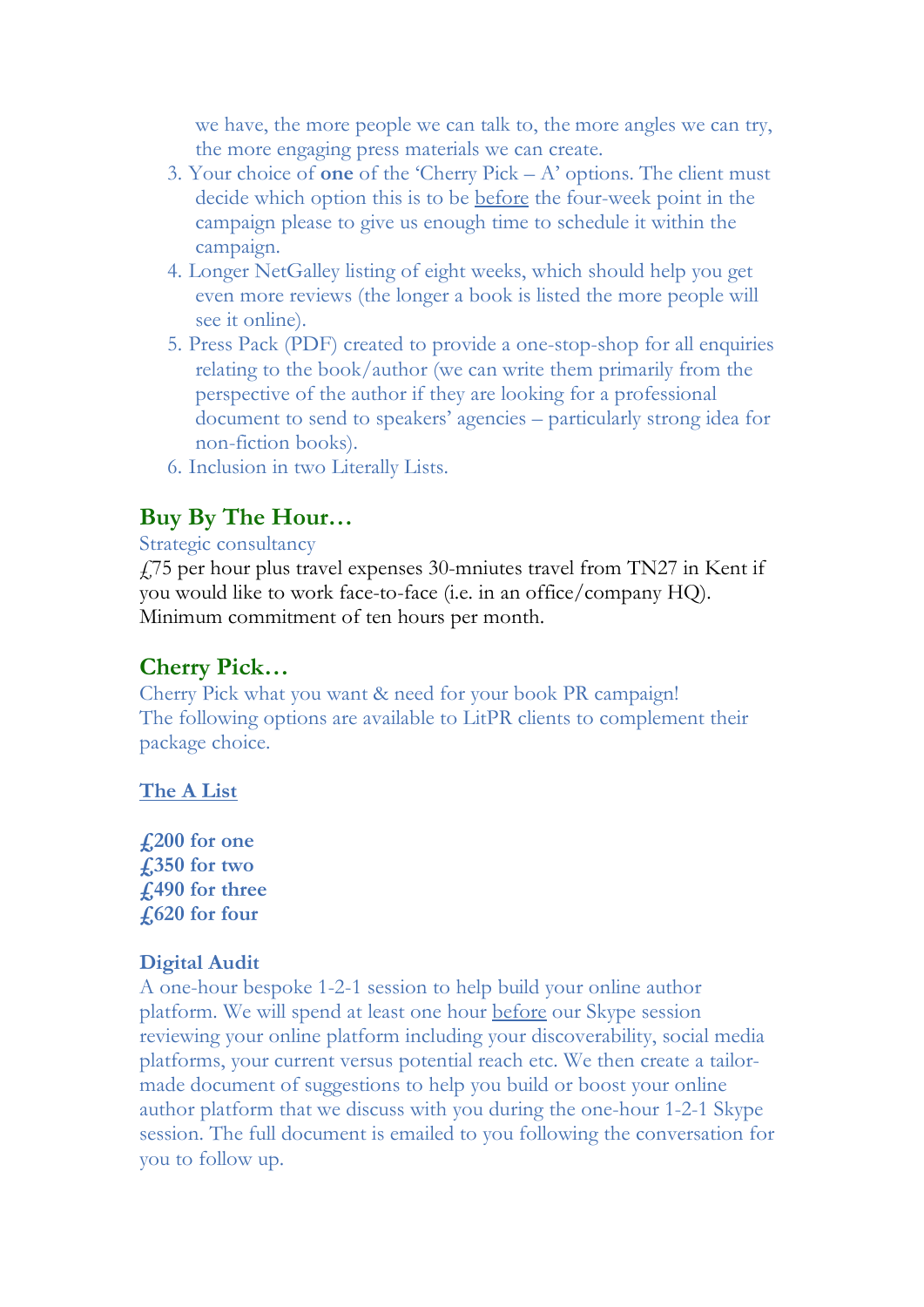we have, the more people we can talk to, the more angles we can try, the more engaging press materials we can create.

3. Your choice of **one** of the 'Cherry Pick – A' options. The client must decide which option this is to be before the four-week point in the campaign please to give us enough time to schedule it within the campaign.
4. Longer NetGalley listing of eight weeks, which should help you get even more reviews (the longer a book is listed the more people will see it online).
5. Press Pack (PDF) created to provide a one-stop-shop for all enquiries relating to the book/author (we can write them primarily from the perspective of the author if they are looking for a professional document to send to speakers' agencies – particularly strong idea for non-fiction books).
6. Inclusion in two Literally Lists.

## Buy By The Hour…

Strategic consultancy

£75 per hour plus travel expenses 30-mniutes travel from TN27 in Kent if you would like to work face-to-face (i.e. in an office/company HQ). Minimum commitment of ten hours per month.

## Cherry Pick…

Cherry Pick what you want & need for your book PR campaign!
The following options are available to LitPR clients to complement their package choice.

### The A List

**£200 for one**
**£350 for two**
**£490 for three**
**£620 for four**

**Digital Audit**

A one-hour bespoke 1-2-1 session to help build your online author platform. We will spend at least one hour before our Skype session reviewing your online platform including your discoverability, social media platforms, your current versus potential reach etc. We then create a tailor-made document of suggestions to help you build or boost your online author platform that we discuss with you during the one-hour 1-2-1 Skype session. The full document is emailed to you following the conversation for you to follow up.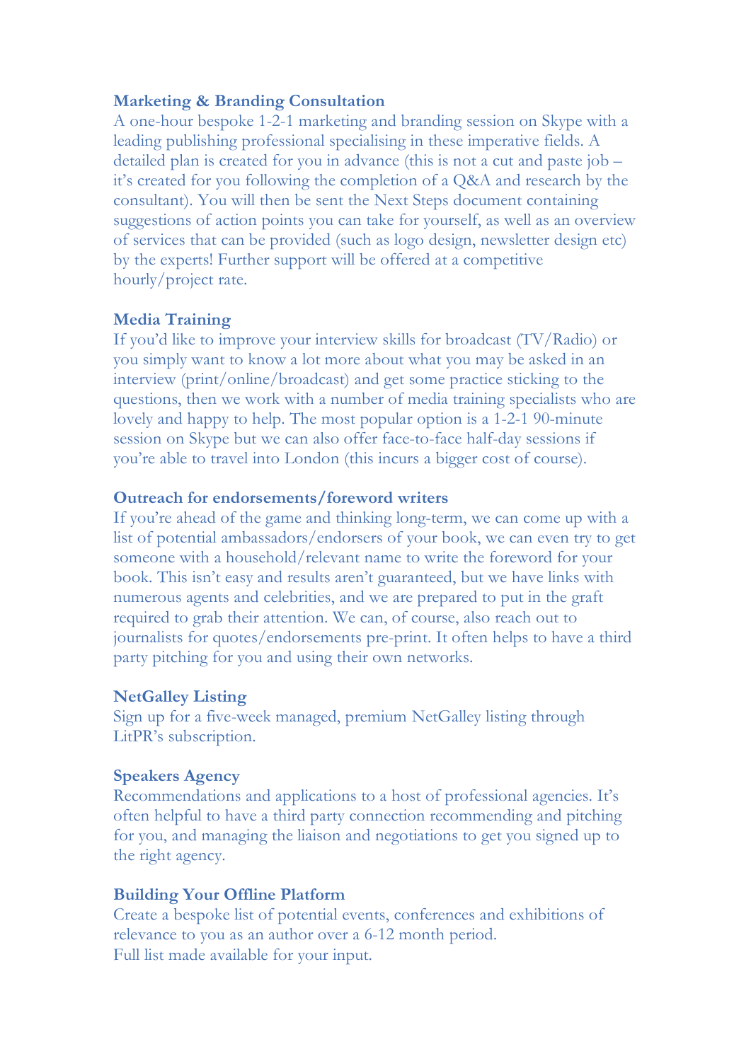**Marketing & Branding Consultation**

A one-hour bespoke 1-2-1 marketing and branding session on Skype with a leading publishing professional specialising in these imperative fields. A detailed plan is created for you in advance (this is not a cut and paste job – it's created for you following the completion of a Q&A and research by the consultant). You will then be sent the Next Steps document containing suggestions of action points you can take for yourself, as well as an overview of services that can be provided (such as logo design, newsletter design etc) by the experts! Further support will be offered at a competitive hourly/project rate.

**Media Training**

If you'd like to improve your interview skills for broadcast (TV/Radio) or you simply want to know a lot more about what you may be asked in an interview (print/online/broadcast) and get some practice sticking to the questions, then we work with a number of media training specialists who are lovely and happy to help. The most popular option is a 1-2-1 90-minute session on Skype but we can also offer face-to-face half-day sessions if you're able to travel into London (this incurs a bigger cost of course).

**Outreach for endorsements/foreword writers**

If you're ahead of the game and thinking long-term, we can come up with a list of potential ambassadors/endorsers of your book, we can even try to get someone with a household/relevant name to write the foreword for your book. This isn't easy and results aren't guaranteed, but we have links with numerous agents and celebrities, and we are prepared to put in the graft required to grab their attention. We can, of course, also reach out to journalists for quotes/endorsements pre-print. It often helps to have a third party pitching for you and using their own networks.

**NetGalley Listing**

Sign up for a five-week managed, premium NetGalley listing through LitPR's subscription.

**Speakers Agency**

Recommendations and applications to a host of professional agencies. It's often helpful to have a third party connection recommending and pitching for you, and managing the liaison and negotiations to get you signed up to the right agency.

**Building Your Offline Platform**

Create a bespoke list of potential events, conferences and exhibitions of relevance to you as an author over a 6-12 month period.
Full list made available for your input.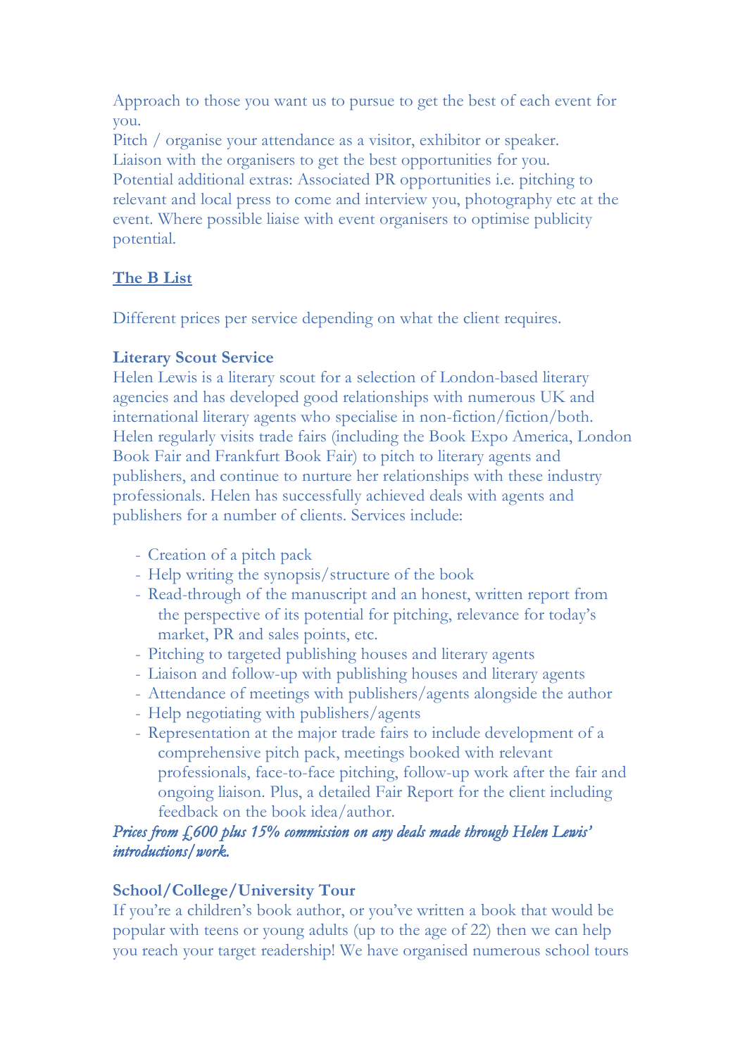Approach to those you want us to pursue to get the best of each event for you.
Pitch / organise your attendance as a visitor, exhibitor or speaker.
Liaison with the organisers to get the best opportunities for you.
Potential additional extras: Associated PR opportunities i.e. pitching to relevant and local press to come and interview you, photography etc at the event. Where possible liaise with event organisers to optimise publicity potential.

**The B List**

Different prices per service depending on what the client requires.

**Literary Scout Service**
Helen Lewis is a literary scout for a selection of London-based literary agencies and has developed good relationships with numerous UK and international literary agents who specialise in non-fiction/fiction/both. Helen regularly visits trade fairs (including the Book Expo America, London Book Fair and Frankfurt Book Fair) to pitch to literary agents and publishers, and continue to nurture her relationships with these industry professionals. Helen has successfully achieved deals with agents and publishers for a number of clients. Services include:

- Creation of a pitch pack
- Help writing the synopsis/structure of the book
- Read-through of the manuscript and an honest, written report from the perspective of its potential for pitching, relevance for today's market, PR and sales points, etc.
- Pitching to targeted publishing houses and literary agents
- Liaison and follow-up with publishing houses and literary agents
- Attendance of meetings with publishers/agents alongside the author
- Help negotiating with publishers/agents
- Representation at the major trade fairs to include development of a comprehensive pitch pack, meetings booked with relevant professionals, face-to-face pitching, follow-up work after the fair and ongoing liaison. Plus, a detailed Fair Report for the client including feedback on the book idea/author.

*Prices from £600 plus 15% commission on any deals made through Helen Lewis' introductions/work.*

**School/College/University Tour**
If you're a children's book author, or you've written a book that would be popular with teens or young adults (up to the age of 22) then we can help you reach your target readership! We have organised numerous school tours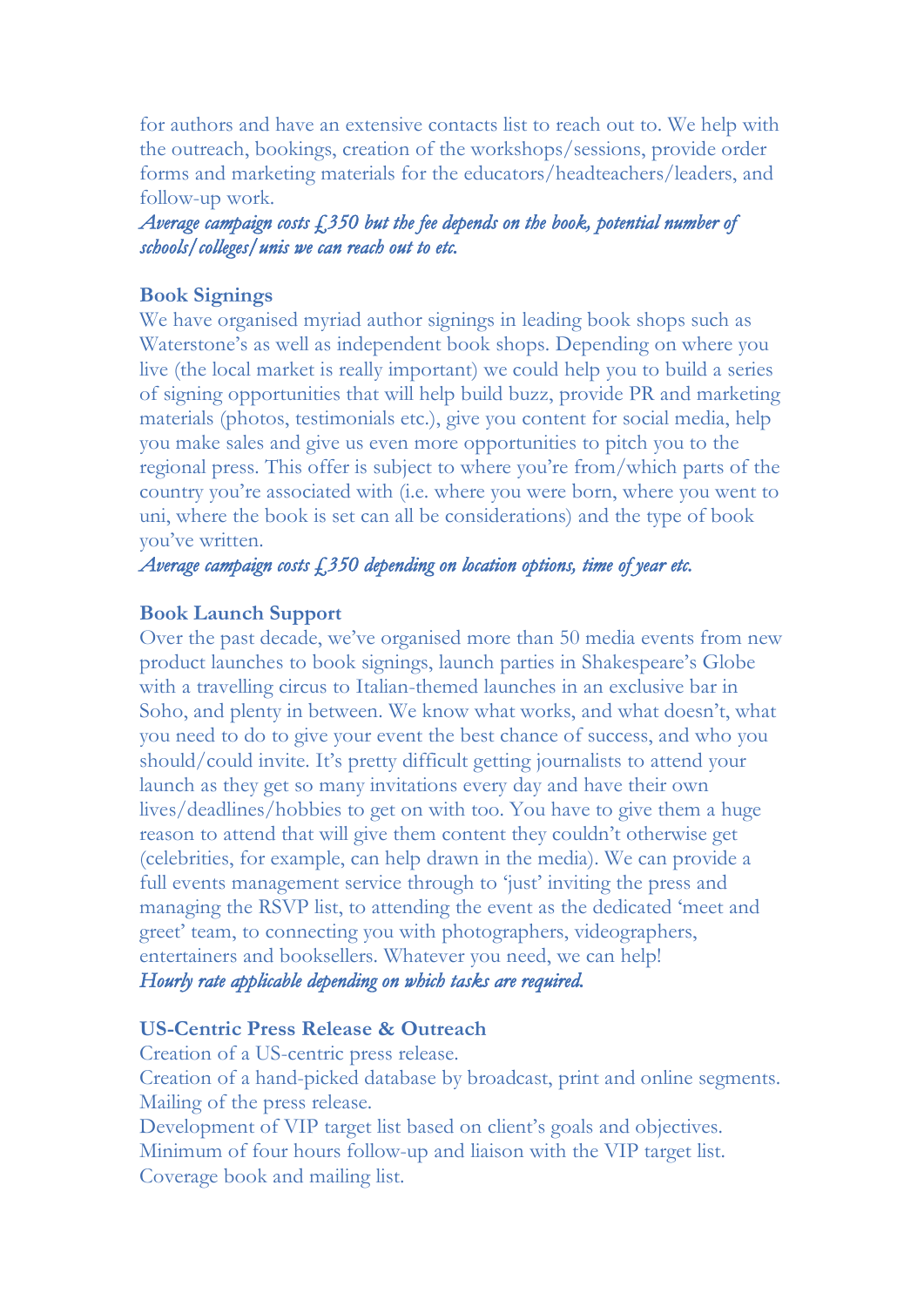for authors and have an extensive contacts list to reach out to. We help with the outreach, bookings, creation of the workshops/sessions, provide order forms and marketing materials for the educators/headteachers/leaders, and follow-up work.

*Average campaign costs £350 but the fee depends on the book, potential number of schools/colleges/unis we can reach out to etc.*

**Book Signings**

We have organised myriad author signings in leading book shops such as Waterstone's as well as independent book shops. Depending on where you live (the local market is really important) we could help you to build a series of signing opportunities that will help build buzz, provide PR and marketing materials (photos, testimonials etc.), give you content for social media, help you make sales and give us even more opportunities to pitch you to the regional press. This offer is subject to where you're from/which parts of the country you're associated with (i.e. where you were born, where you went to uni, where the book is set can all be considerations) and the type of book you've written.

*Average campaign costs £350 depending on location options, time of year etc.*

**Book Launch Support**

Over the past decade, we've organised more than 50 media events from new product launches to book signings, launch parties in Shakespeare's Globe with a travelling circus to Italian-themed launches in an exclusive bar in Soho, and plenty in between. We know what works, and what doesn't, what you need to do to give your event the best chance of success, and who you should/could invite. It's pretty difficult getting journalists to attend your launch as they get so many invitations every day and have their own lives/deadlines/hobbies to get on with too. You have to give them a huge reason to attend that will give them content they couldn't otherwise get (celebrities, for example, can help drawn in the media). We can provide a full events management service through to 'just' inviting the press and managing the RSVP list, to attending the event as the dedicated 'meet and greet' team, to connecting you with photographers, videographers, entertainers and booksellers. Whatever you need, we can help!

*Hourly rate applicable depending on which tasks are required.*

**US-Centric Press Release & Outreach**

Creation of a US-centric press release.
Creation of a hand-picked database by broadcast, print and online segments.
Mailing of the press release.
Development of VIP target list based on client's goals and objectives.
Minimum of four hours follow-up and liaison with the VIP target list.
Coverage book and mailing list.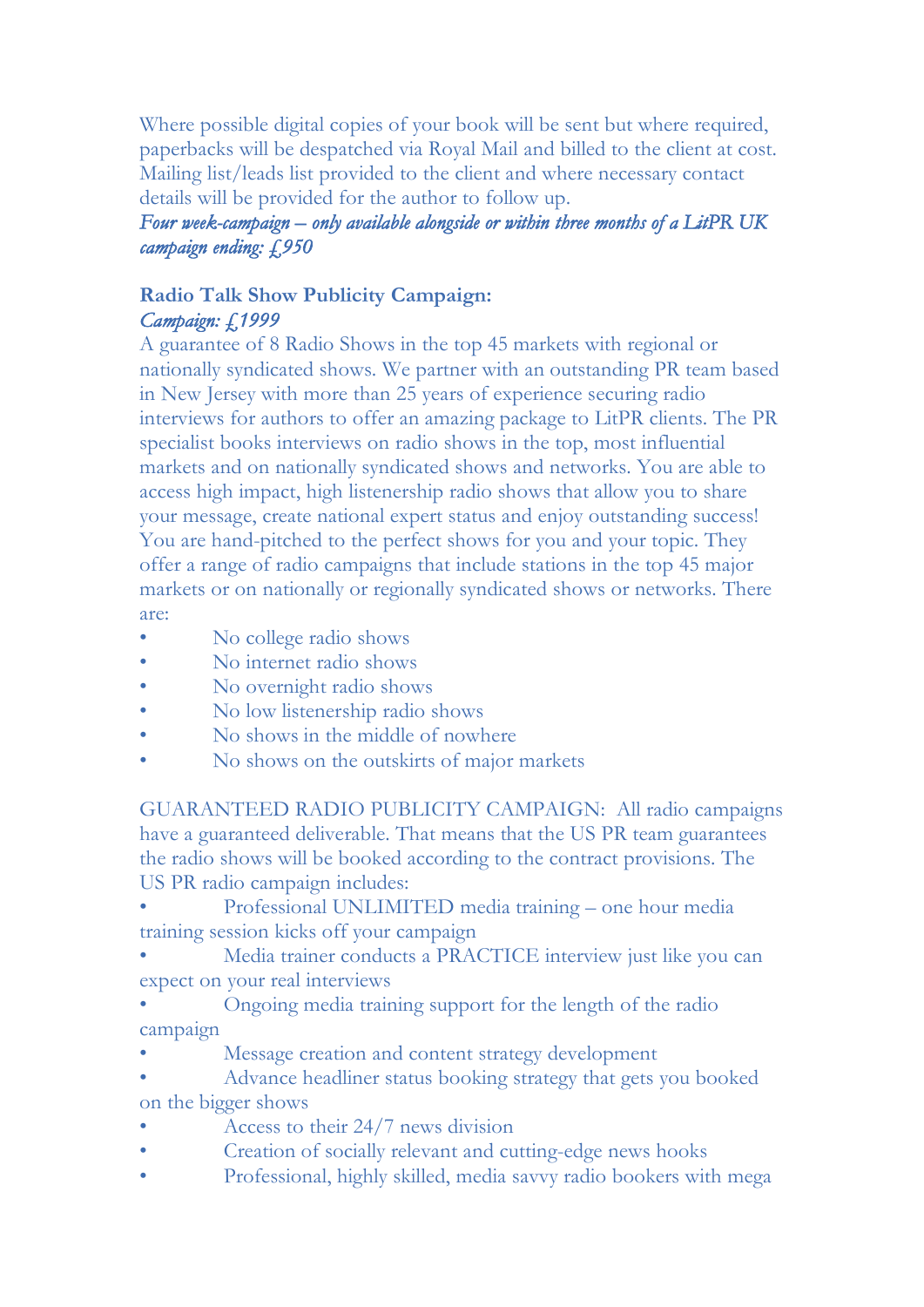Where possible digital copies of your book will be sent but where required, paperbacks will be despatched via Royal Mail and billed to the client at cost. Mailing list/leads list provided to the client and where necessary contact details will be provided for the author to follow up.

*Four week-campaign – only available alongside or within three months of a LitPR UK campaign ending: £950*

**Radio Talk Show Publicity Campaign:**

*Campaign: £1999*

A guarantee of 8 Radio Shows in the top 45 markets with regional or nationally syndicated shows. We partner with an outstanding PR team based in New Jersey with more than 25 years of experience securing radio interviews for authors to offer an amazing package to LitPR clients. The PR specialist books interviews on radio shows in the top, most influential markets and on nationally syndicated shows and networks. You are able to access high impact, high listenership radio shows that allow you to share your message, create national expert status and enjoy outstanding success! You are hand-pitched to the perfect shows for you and your topic. They offer a range of radio campaigns that include stations in the top 45 major markets or on nationally or regionally syndicated shows or networks. There are:

- No college radio shows
- No internet radio shows
- No overnight radio shows
- No low listenership radio shows
- No shows in the middle of nowhere
- No shows on the outskirts of major markets

GUARANTEED RADIO PUBLICITY CAMPAIGN: All radio campaigns have a guaranteed deliverable. That means that the US PR team guarantees the radio shows will be booked according to the contract provisions. The US PR radio campaign includes:

- Professional UNLIMITED media training – one hour media training session kicks off your campaign
- Media trainer conducts a PRACTICE interview just like you can expect on your real interviews
- Ongoing media training support for the length of the radio campaign
- Message creation and content strategy development
- Advance headliner status booking strategy that gets you booked on the bigger shows
- Access to their 24/7 news division
- Creation of socially relevant and cutting-edge news hooks
- Professional, highly skilled, media savvy radio bookers with mega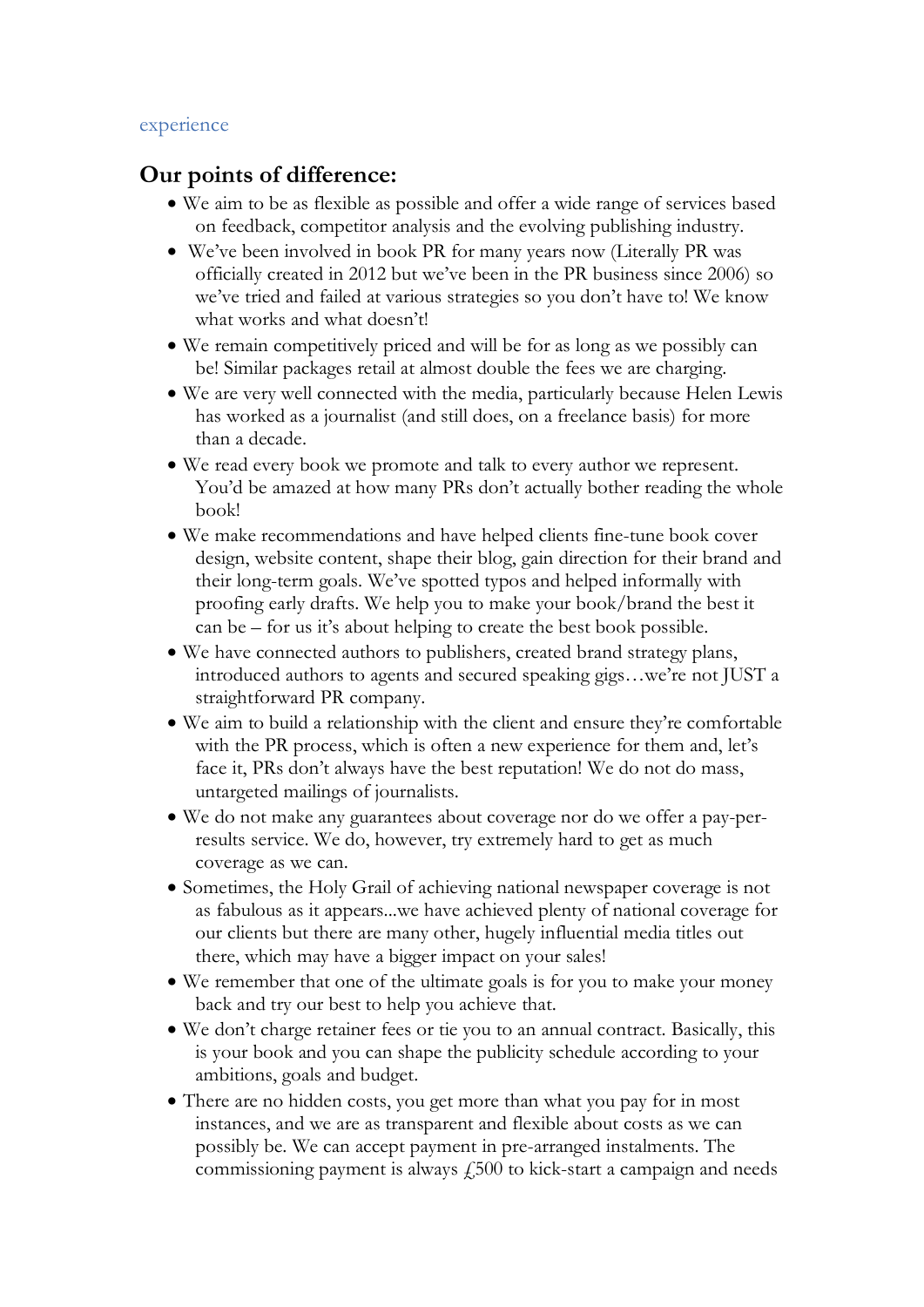experience

## Our points of difference:

- We aim to be as flexible as possible and offer a wide range of services based on feedback, competitor analysis and the evolving publishing industry.
- We've been involved in book PR for many years now (Literally PR was officially created in 2012 but we've been in the PR business since 2006) so we've tried and failed at various strategies so you don't have to! We know what works and what doesn't!
- We remain competitively priced and will be for as long as we possibly can be! Similar packages retail at almost double the fees we are charging.
- We are very well connected with the media, particularly because Helen Lewis has worked as a journalist (and still does, on a freelance basis) for more than a decade.
- We read every book we promote and talk to every author we represent. You'd be amazed at how many PRs don't actually bother reading the whole book!
- We make recommendations and have helped clients fine-tune book cover design, website content, shape their blog, gain direction for their brand and their long-term goals. We've spotted typos and helped informally with proofing early drafts. We help you to make your book/brand the best it can be – for us it's about helping to create the best book possible.
- We have connected authors to publishers, created brand strategy plans, introduced authors to agents and secured speaking gigs…we're not JUST a straightforward PR company.
- We aim to build a relationship with the client and ensure they're comfortable with the PR process, which is often a new experience for them and, let's face it, PRs don't always have the best reputation! We do not do mass, untargeted mailings of journalists.
- We do not make any guarantees about coverage nor do we offer a pay-per-results service. We do, however, try extremely hard to get as much coverage as we can.
- Sometimes, the Holy Grail of achieving national newspaper coverage is not as fabulous as it appears...we have achieved plenty of national coverage for our clients but there are many other, hugely influential media titles out there, which may have a bigger impact on your sales!
- We remember that one of the ultimate goals is for you to make your money back and try our best to help you achieve that.
- We don't charge retainer fees or tie you to an annual contract. Basically, this is your book and you can shape the publicity schedule according to your ambitions, goals and budget.
- There are no hidden costs, you get more than what you pay for in most instances, and we are as transparent and flexible about costs as we can possibly be. We can accept payment in pre-arranged instalments. The commissioning payment is always £500 to kick-start a campaign and needs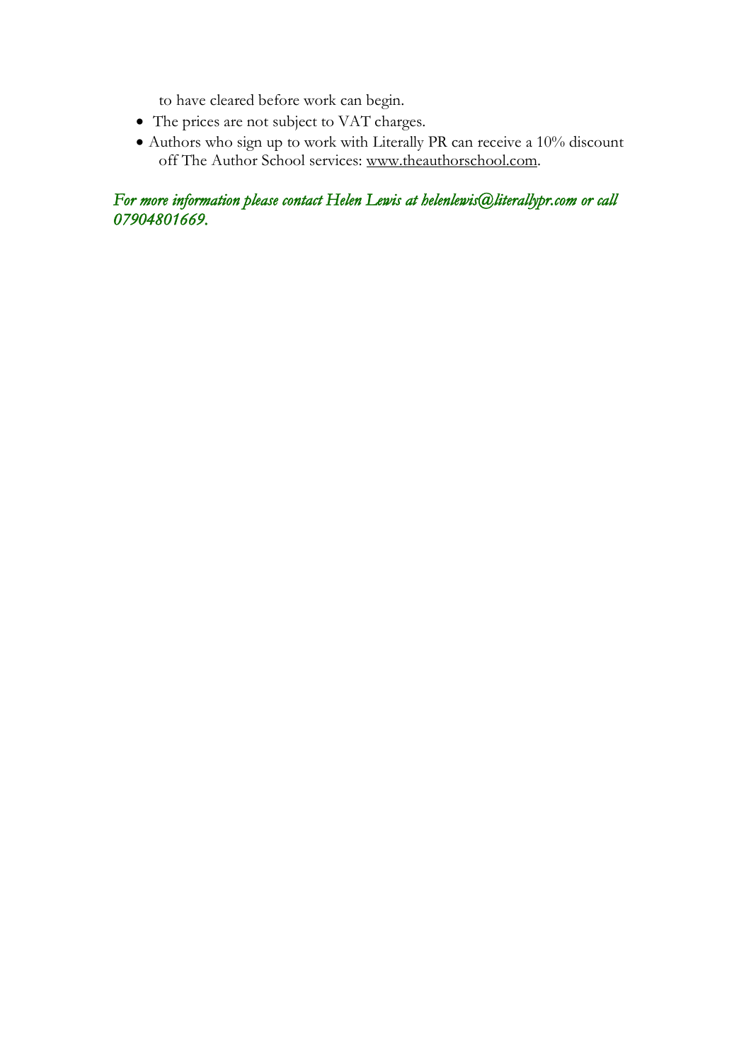to have cleared before work can begin.

- The prices are not subject to VAT charges.
- Authors who sign up to work with Literally PR can receive a 10% discount off The Author School services: www.theauthorschool.com.

*For more information please contact Helen Lewis at helenlewis@literallypr.com or call 07904801669.*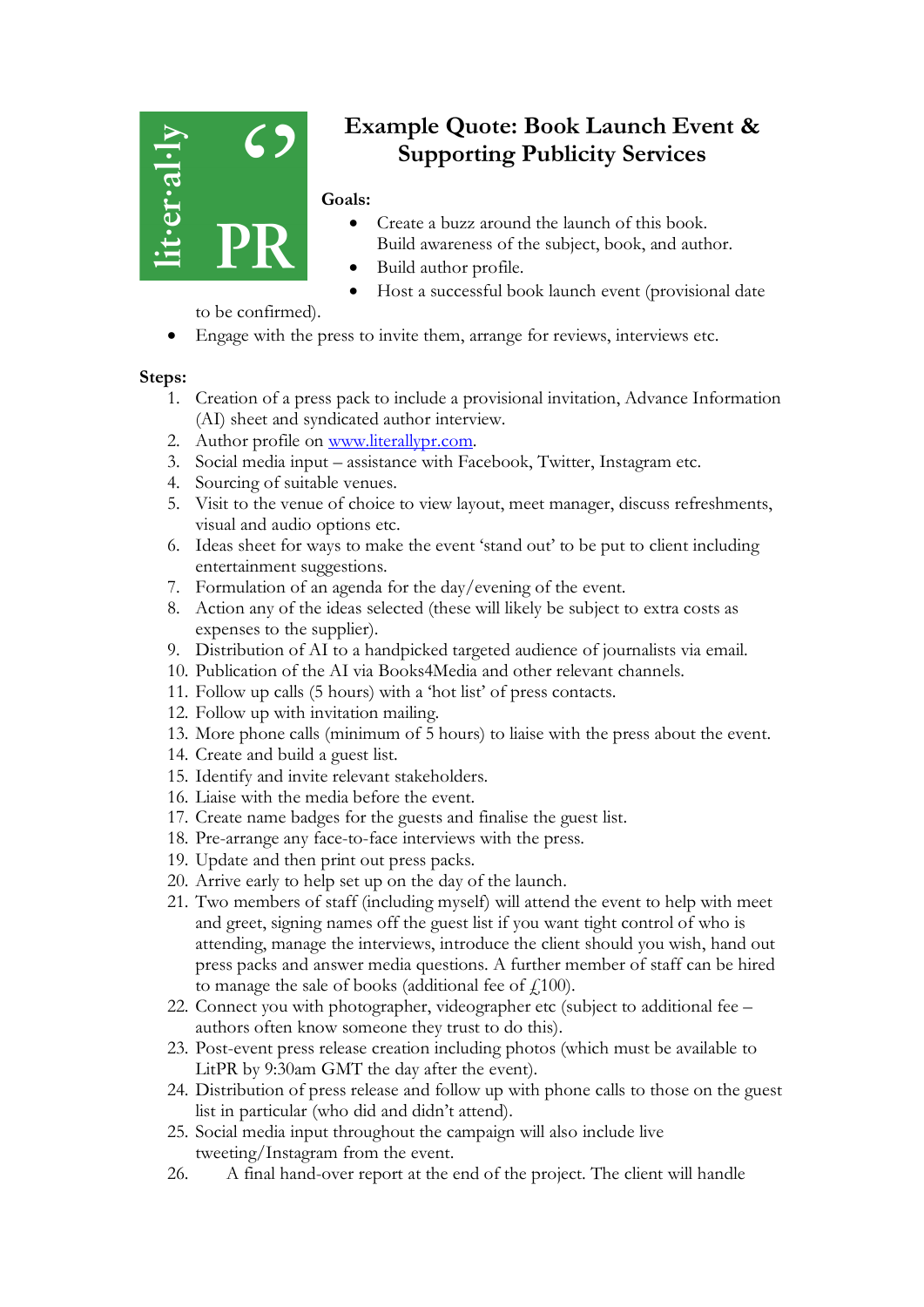# Example Quote: Book Launch Event & Supporting Publicity Services

**Goals:**

- Create a buzz around the launch of this book.
  Build awareness of the subject, book, and author.
- Build author profile.
- Host a successful book launch event (provisional date to be confirmed).
- Engage with the press to invite them, arrange for reviews, interviews etc.

**Steps:**

1. Creation of a press pack to include a provisional invitation, Advance Information (AI) sheet and syndicated author interview.
2. Author profile on [www.literallypr.com](http://www.literallypr.com).
3. Social media input – assistance with Facebook, Twitter, Instagram etc.
4. Sourcing of suitable venues.
5. Visit to the venue of choice to view layout, meet manager, discuss refreshments, visual and audio options etc.
6. Ideas sheet for ways to make the event 'stand out' to be put to client including entertainment suggestions.
7. Formulation of an agenda for the day/evening of the event.
8. Action any of the ideas selected (these will likely be subject to extra costs as expenses to the supplier).
9. Distribution of AI to a handpicked targeted audience of journalists via email.
10. Publication of the AI via Books4Media and other relevant channels.
11. Follow up calls (5 hours) with a 'hot list' of press contacts.
12. Follow up with invitation mailing.
13. More phone calls (minimum of 5 hours) to liaise with the press about the event.
14. Create and build a guest list.
15. Identify and invite relevant stakeholders.
16. Liaise with the media before the event.
17. Create name badges for the guests and finalise the guest list.
18. Pre-arrange any face-to-face interviews with the press.
19. Update and then print out press packs.
20. Arrive early to help set up on the day of the launch.
21. Two members of staff (including myself) will attend the event to help with meet and greet, signing names off the guest list if you want tight control of who is attending, manage the interviews, introduce the client should you wish, hand out press packs and answer media questions. A further member of staff can be hired to manage the sale of books (additional fee of £100).
22. Connect you with photographer, videographer etc (subject to additional fee – authors often know someone they trust to do this).
23. Post-event press release creation including photos (which must be available to LitPR by 9:30am GMT the day after the event).
24. Distribution of press release and follow up with phone calls to those on the guest list in particular (who did and didn't attend).
25. Social media input throughout the campaign will also include live tweeting/Instagram from the event.
26. A final hand-over report at the end of the project. The client will handle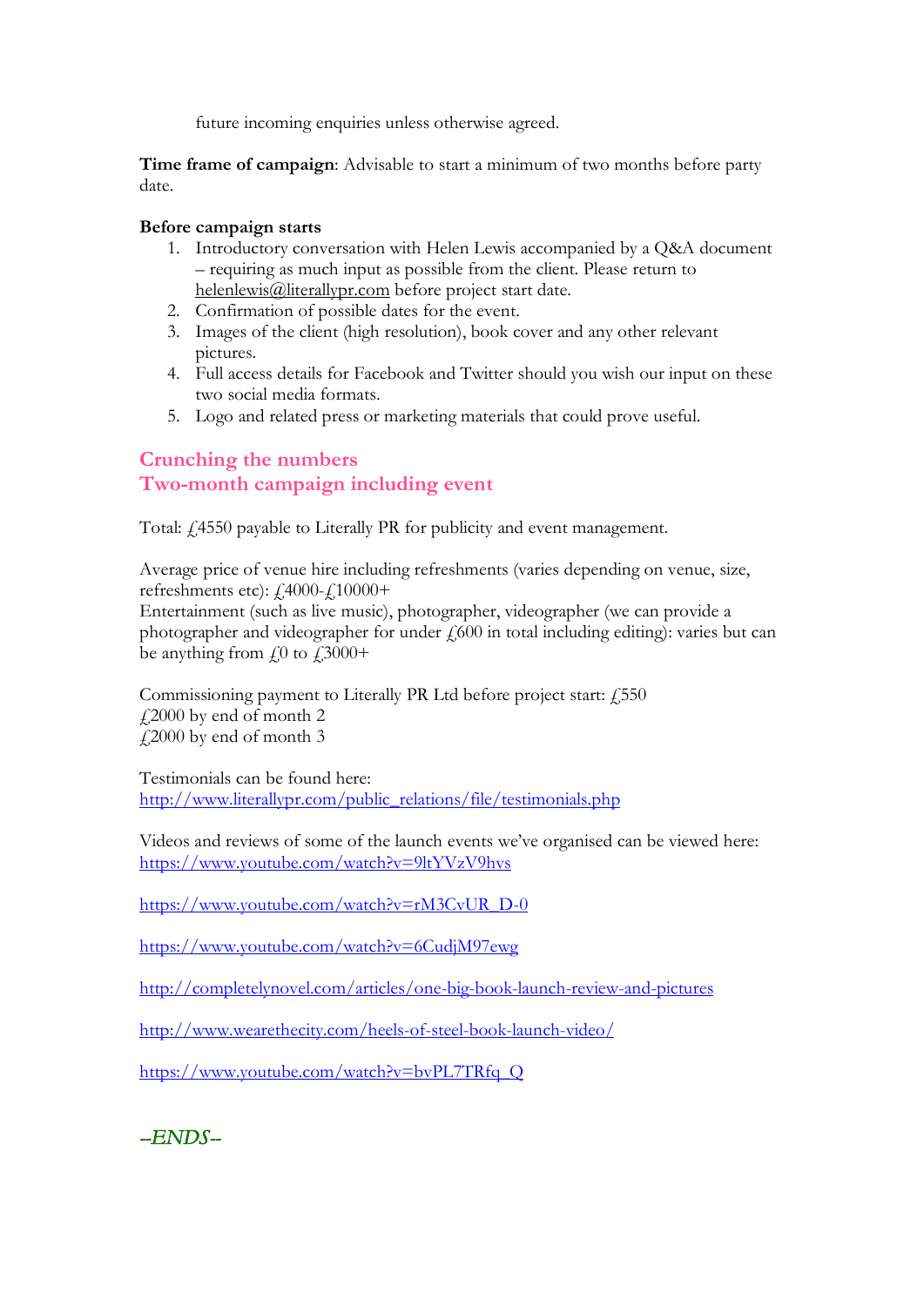future incoming enquiries unless otherwise agreed.

**Time frame of campaign**: Advisable to start a minimum of two months before party date.

**Before campaign starts**

1. Introductory conversation with Helen Lewis accompanied by a Q&A document – requiring as much input as possible from the client. Please return to helenlewis@literallypr.com before project start date.
2. Confirmation of possible dates for the event.
3. Images of the client (high resolution), book cover and any other relevant pictures.
4. Full access details for Facebook and Twitter should you wish our input on these two social media formats.
5. Logo and related press or marketing materials that could prove useful.

## Crunching the numbers
## Two-month campaign including event

Total: £4550 payable to Literally PR for publicity and event management.

Average price of venue hire including refreshments (varies depending on venue, size, refreshments etc): £4000-£10000+
Entertainment (such as live music), photographer, videographer (we can provide a photographer and videographer for under £600 in total including editing): varies but can be anything from £0 to £3000+

Commissioning payment to Literally PR Ltd before project start: £550
£2000 by end of month 2
£2000 by end of month 3

Testimonials can be found here:
http://www.literallypr.com/public_relations/file/testimonials.php

Videos and reviews of some of the launch events we've organised can be viewed here:
https://www.youtube.com/watch?v=9ltYVzV9hvs

https://www.youtube.com/watch?v=rM3CvUR_D-0

https://www.youtube.com/watch?v=6CudjM97ewg

http://completelynovel.com/articles/one-big-book-launch-review-and-pictures

http://www.wearethecity.com/heels-of-steel-book-launch-video/

https://www.youtube.com/watch?v=bvPL7TRfq_Q

*--ENDS--*